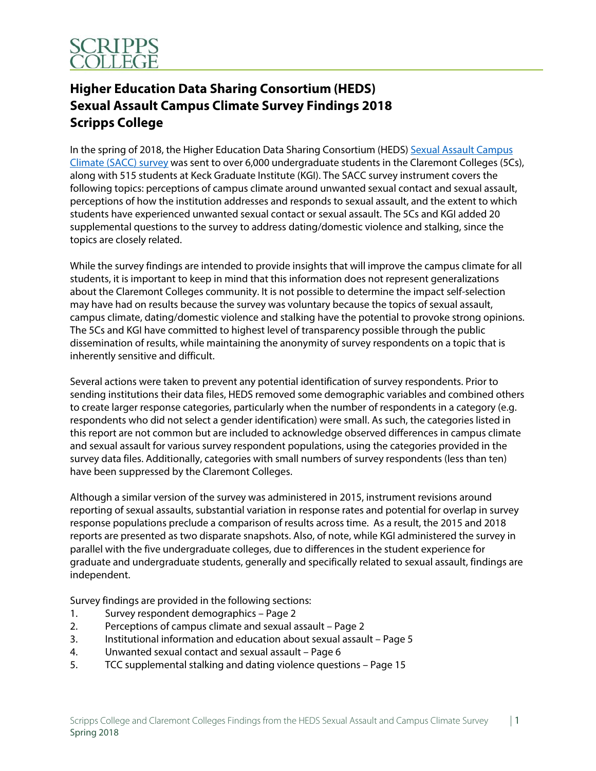SCRIPPS COLLEGE

# Higher Education Data Sharing Consortium (HEDS) Sexual Assault Campus Climate Survey Findings 2018 Scripps College

In the spring of 2018, the Higher Education Data Sharing Consortium (HEDS) Sexual Assault Campus Climate (SACC) survey was sent to over 6,000 undergraduate students in the Claremont Colleges (5Cs), along with 515 students at Keck Graduate Institute (KGI). The SACC survey instrument covers the following topics: perceptions of campus climate around unwanted sexual contact and sexual assault, perceptions of how the institution addresses and responds to sexual assault, and the extent to which students have experienced unwanted sexual contact or sexual assault. The 5Cs and KGI added 20 supplemental questions to the survey to address dating/domestic violence and stalking, since the topics are closely related.

While the survey findings are intended to provide insights that will improve the campus climate for all students, it is important to keep in mind that this information does not represent generalizations about the Claremont Colleges community. It is not possible to determine the impact self-selection may have had on results because the survey was voluntary because the topics of sexual assault, campus climate, dating/domestic violence and stalking have the potential to provoke strong opinions. The 5Cs and KGI have committed to highest level of transparency possible through the public dissemination of results, while maintaining the anonymity of survey respondents on a topic that is inherently sensitive and difficult.

Several actions were taken to prevent any potential identification of survey respondents. Prior to sending institutions their data files, HEDS removed some demographic variables and combined others to create larger response categories, particularly when the number of respondents in a category (e.g. respondents who did not select a gender identification) were small. As such, the categories listed in this report are not common but are included to acknowledge observed differences in campus climate and sexual assault for various survey respondent populations, using the categories provided in the survey data files. Additionally, categories with small numbers of survey respondents (less than ten) have been suppressed by the Claremont Colleges.

Although a similar version of the survey was administered in 2015, instrument revisions around reporting of sexual assaults, substantial variation in response rates and potential for overlap in survey response populations preclude a comparison of results across time. As a result, the 2015 and 2018 reports are presented as two disparate snapshots. Also, of note, while KGI administered the survey in parallel with the five undergraduate colleges, due to differences in the student experience for graduate and undergraduate students, generally and specifically related to sexual assault, findings are independent.

Survey findings are provided in the following sections:

1. Survey respondent demographics – Page 2
2. Perceptions of campus climate and sexual assault – Page 2
3. Institutional information and education about sexual assault – Page 5
4. Unwanted sexual contact and sexual assault – Page 6
5. TCC supplemental stalking and dating violence questions – Page 15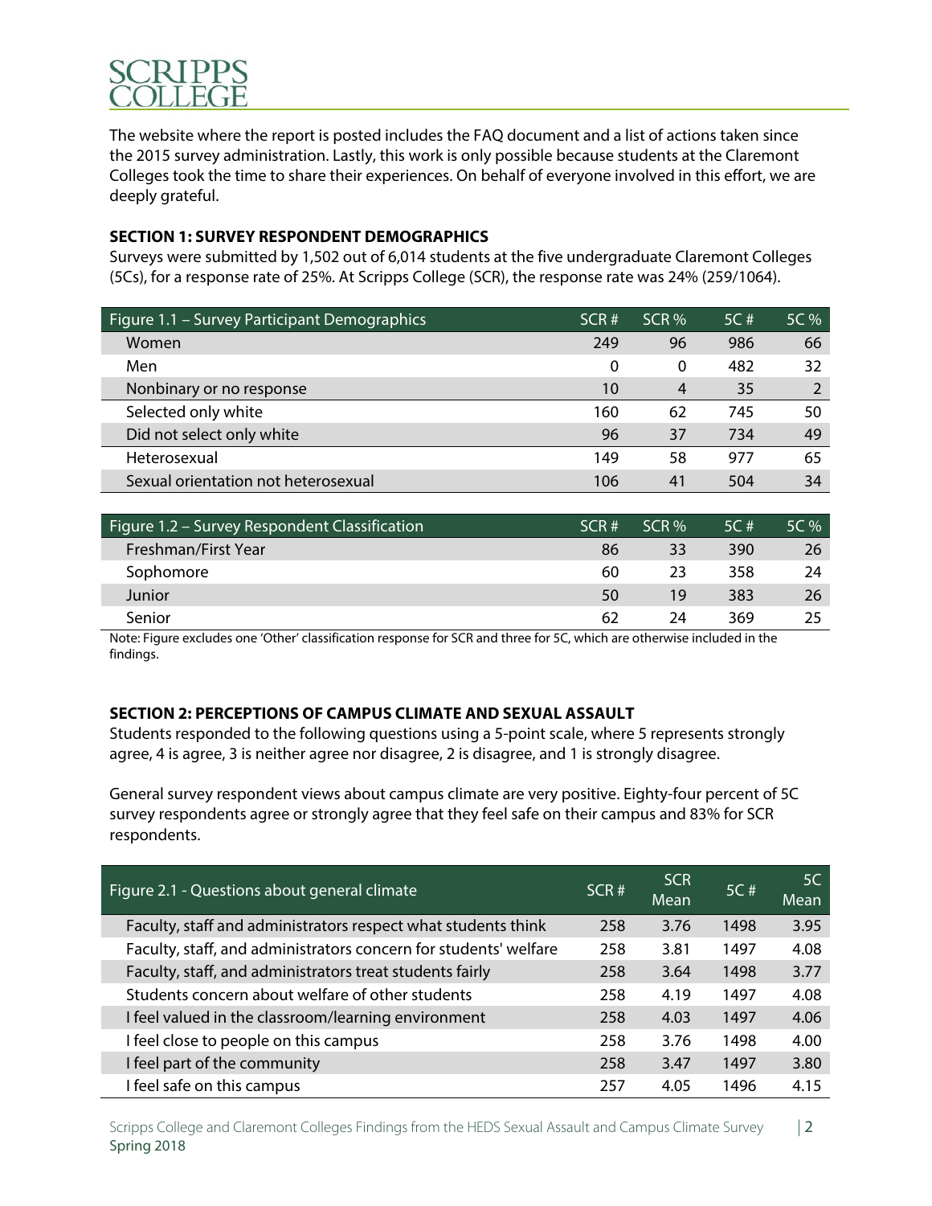The website where the report is posted includes the FAQ document and a list of actions taken since the 2015 survey administration. Lastly, this work is only possible because students at the Claremont Colleges took the time to share their experiences. On behalf of everyone involved in this effort, we are deeply grateful.

## SECTION 1: SURVEY RESPONDENT DEMOGRAPHICS

Surveys were submitted by 1,502 out of 6,014 students at the five undergraduate Claremont Colleges (5Cs), for a response rate of 25%. At Scripps College (SCR), the response rate was 24% (259/1064).

| Figure 1.1 – Survey Participant Demographics | SCR # | SCR % | 5C # | 5C % |
|---|---|---|---|---|
| Women | 249 | 96 | 986 | 66 |
| Men | 0 | 0 | 482 | 32 |
| Nonbinary or no response | 10 | 4 | 35 | 2 |
| Selected only white | 160 | 62 | 745 | 50 |
| Did not select only white | 96 | 37 | 734 | 49 |
| Heterosexual | 149 | 58 | 977 | 65 |
| Sexual orientation not heterosexual | 106 | 41 | 504 | 34 |

| Figure 1.2 – Survey Respondent Classification | SCR # | SCR % | 5C # | 5C % |
|---|---|---|---|---|
| Freshman/First Year | 86 | 33 | 390 | 26 |
| Sophomore | 60 | 23 | 358 | 24 |
| Junior | 50 | 19 | 383 | 26 |
| Senior | 62 | 24 | 369 | 25 |

Note: Figure excludes one 'Other' classification response for SCR and three for 5C, which are otherwise included in the findings.

## SECTION 2: PERCEPTIONS OF CAMPUS CLIMATE AND SEXUAL ASSAULT

Students responded to the following questions using a 5-point scale, where 5 represents strongly agree, 4 is agree, 3 is neither agree nor disagree, 2 is disagree, and 1 is strongly disagree.

General survey respondent views about campus climate are very positive. Eighty-four percent of 5C survey respondents agree or strongly agree that they feel safe on their campus and 83% for SCR respondents.

| Figure 2.1 - Questions about general climate | SCR # | SCR Mean | 5C # | 5C Mean |
|---|---|---|---|---|
| Faculty, staff and administrators respect what students think | 258 | 3.76 | 1498 | 3.95 |
| Faculty, staff, and administrators concern for students' welfare | 258 | 3.81 | 1497 | 4.08 |
| Faculty, staff, and administrators treat students fairly | 258 | 3.64 | 1498 | 3.77 |
| Students concern about welfare of other students | 258 | 4.19 | 1497 | 4.08 |
| I feel valued in the classroom/learning environment | 258 | 4.03 | 1497 | 4.06 |
| I feel close to people on this campus | 258 | 3.76 | 1498 | 4.00 |
| I feel part of the community | 258 | 3.47 | 1497 | 3.80 |
| I feel safe on this campus | 257 | 4.05 | 1496 | 4.15 |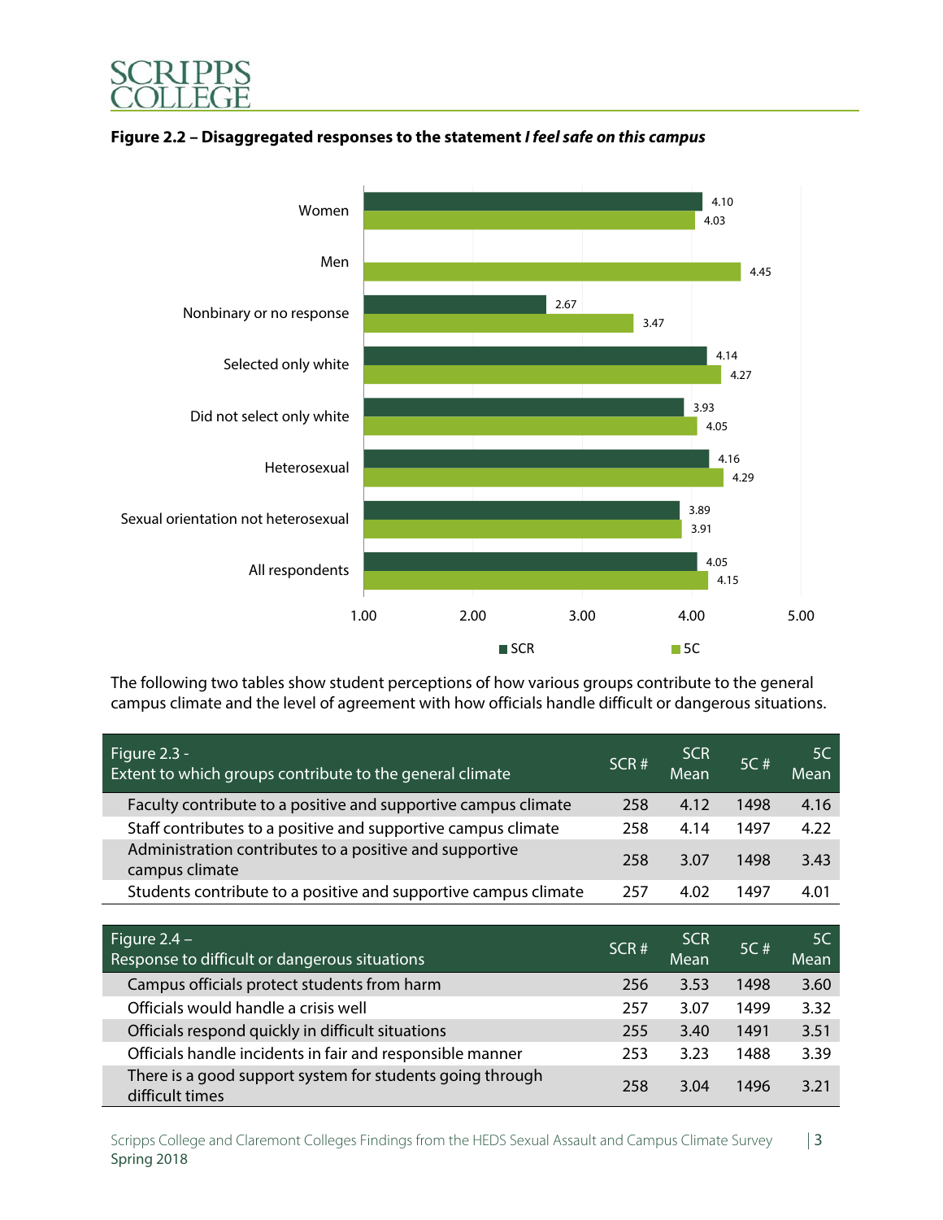**Figure 2.2 – Disaggregated responses to the statement *I feel safe on this campus***

| Group | SCR | 5C |
|---|---|---|
| Women | 4.10 | 4.03 |
| Men | | 4.45 |
| Nonbinary or no response | 2.67 | 3.47 |
| Selected only white | 4.14 | 4.27 |
| Did not select only white | 3.93 | 4.05 |
| Heterosexual | 4.16 | 4.29 |
| Sexual orientation not heterosexual | 3.89 | 3.91 |
| All respondents | 4.05 | 4.15 |

The following two tables show student perceptions of how various groups contribute to the general campus climate and the level of agreement with how officials handle difficult or dangerous situations.

| Figure 2.3 - Extent to which groups contribute to the general climate | SCR # | SCR Mean | 5C # | 5C Mean |
|---|---|---|---|---|
| Faculty contribute to a positive and supportive campus climate | 258 | 4.12 | 1498 | 4.16 |
| Staff contributes to a positive and supportive campus climate | 258 | 4.14 | 1497 | 4.22 |
| Administration contributes to a positive and supportive campus climate | 258 | 3.07 | 1498 | 3.43 |
| Students contribute to a positive and supportive campus climate | 257 | 4.02 | 1497 | 4.01 |

| Figure 2.4 – Response to difficult or dangerous situations | SCR # | SCR Mean | 5C # | 5C Mean |
|---|---|---|---|---|
| Campus officials protect students from harm | 256 | 3.53 | 1498 | 3.60 |
| Officials would handle a crisis well | 257 | 3.07 | 1499 | 3.32 |
| Officials respond quickly in difficult situations | 255 | 3.40 | 1491 | 3.51 |
| Officials handle incidents in fair and responsible manner | 253 | 3.23 | 1488 | 3.39 |
| There is a good support system for students going through difficult times | 258 | 3.04 | 1496 | 3.21 |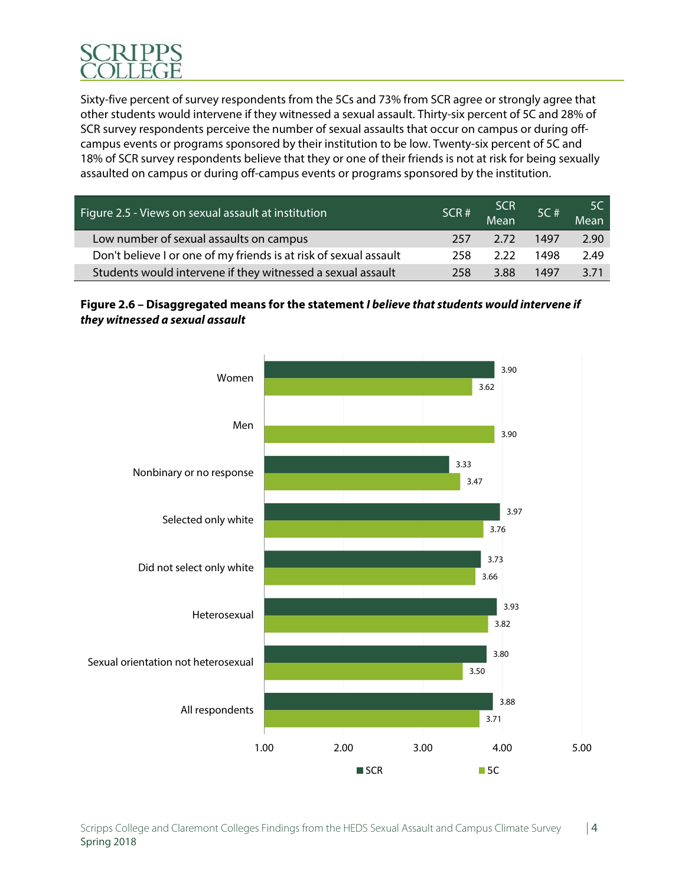Sixty-five percent of survey respondents from the 5Cs and 73% from SCR agree or strongly agree that other students would intervene if they witnessed a sexual assault. Thirty-six percent of 5C and 28% of SCR survey respondents perceive the number of sexual assaults that occur on campus or during off-campus events or programs sponsored by their institution to be low. Twenty-six percent of 5C and 18% of SCR survey respondents believe that they or one of their friends is not at risk for being sexually assaulted on campus or during off-campus events or programs sponsored by the institution.

| Figure 2.5 - Views on sexual assault at institution | SCR # | SCR Mean | 5C # | 5C Mean |
|---|---|---|---|---|
| Low number of sexual assaults on campus | 257 | 2.72 | 1497 | 2.90 |
| Don't believe I or one of my friends is at risk of sexual assault | 258 | 2.22 | 1498 | 2.49 |
| Students would intervene if they witnessed a sexual assault | 258 | 3.88 | 1497 | 3.71 |

**Figure 2.6 – Disaggregated means for the statement *I believe that students would intervene if they witnessed a sexual assault***

| | SCR | 5C |
|---|---|---|
| Women | 3.90 | 3.62 |
| Men | | 3.90 |
| Nonbinary or no response | 3.33 | 3.47 |
| Selected only white | 3.97 | 3.76 |
| Did not select only white | 3.73 | 3.66 |
| Heterosexual | 3.93 | 3.82 |
| Sexual orientation not heterosexual | 3.80 | 3.50 |
| All respondents | 3.88 | 3.71 |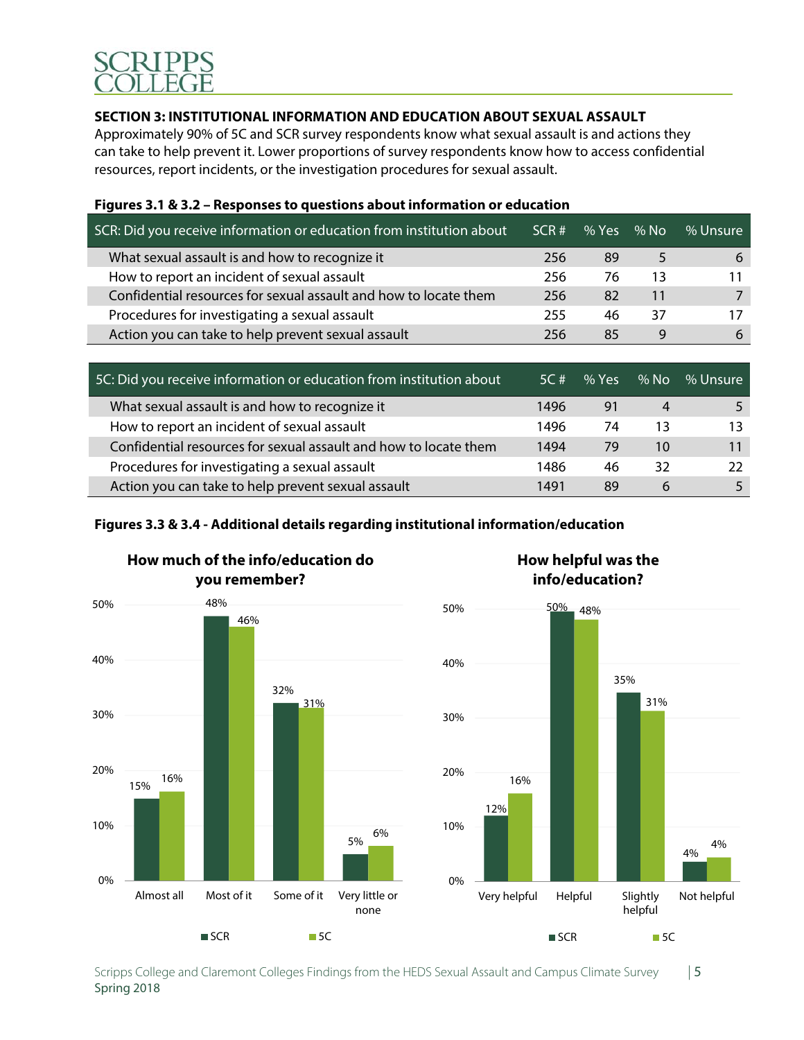### SECTION 3: INSTITUTIONAL INFORMATION AND EDUCATION ABOUT SEXUAL ASSAULT

Approximately 90% of 5C and SCR survey respondents know what sexual assault is and actions they can take to help prevent it. Lower proportions of survey respondents know how to access confidential resources, report incidents, or the investigation procedures for sexual assault.

**Figures 3.1 & 3.2 – Responses to questions about information or education**

| SCR: Did you receive information or education from institution about | SCR # | % Yes | % No | % Unsure |
|---|---|---|---|---|
| What sexual assault is and how to recognize it | 256 | 89 | 5 | 6 |
| How to report an incident of sexual assault | 256 | 76 | 13 | 11 |
| Confidential resources for sexual assault and how to locate them | 256 | 82 | 11 | 7 |
| Procedures for investigating a sexual assault | 255 | 46 | 37 | 17 |
| Action you can take to help prevent sexual assault | 256 | 85 | 9 | 6 |

| 5C: Did you receive information or education from institution about | 5C # | % Yes | % No | % Unsure |
|---|---|---|---|---|
| What sexual assault is and how to recognize it | 1496 | 91 | 4 | 5 |
| How to report an incident of sexual assault | 1496 | 74 | 13 | 13 |
| Confidential resources for sexual assault and how to locate them | 1494 | 79 | 10 | 11 |
| Procedures for investigating a sexual assault | 1486 | 46 | 32 | 22 |
| Action you can take to help prevent sexual assault | 1491 | 89 | 6 | 5 |

**Figures 3.3 & 3.4 - Additional details regarding institutional information/education**

**How much of the info/education do you remember?**

| | SCR | 5C |
|---|---|---|
| Almost all | 15% | 16% |
| Most of it | 48% | 46% |
| Some of it | 32% | 31% |
| Very little or none | 5% | 6% |

**How helpful was the info/education?**

| | SCR | 5C |
|---|---|---|
| Very helpful | 12% | 16% |
| Helpful | 50% | 48% |
| Slightly helpful | 35% | 31% |
| Not helpful | 4% | 4% |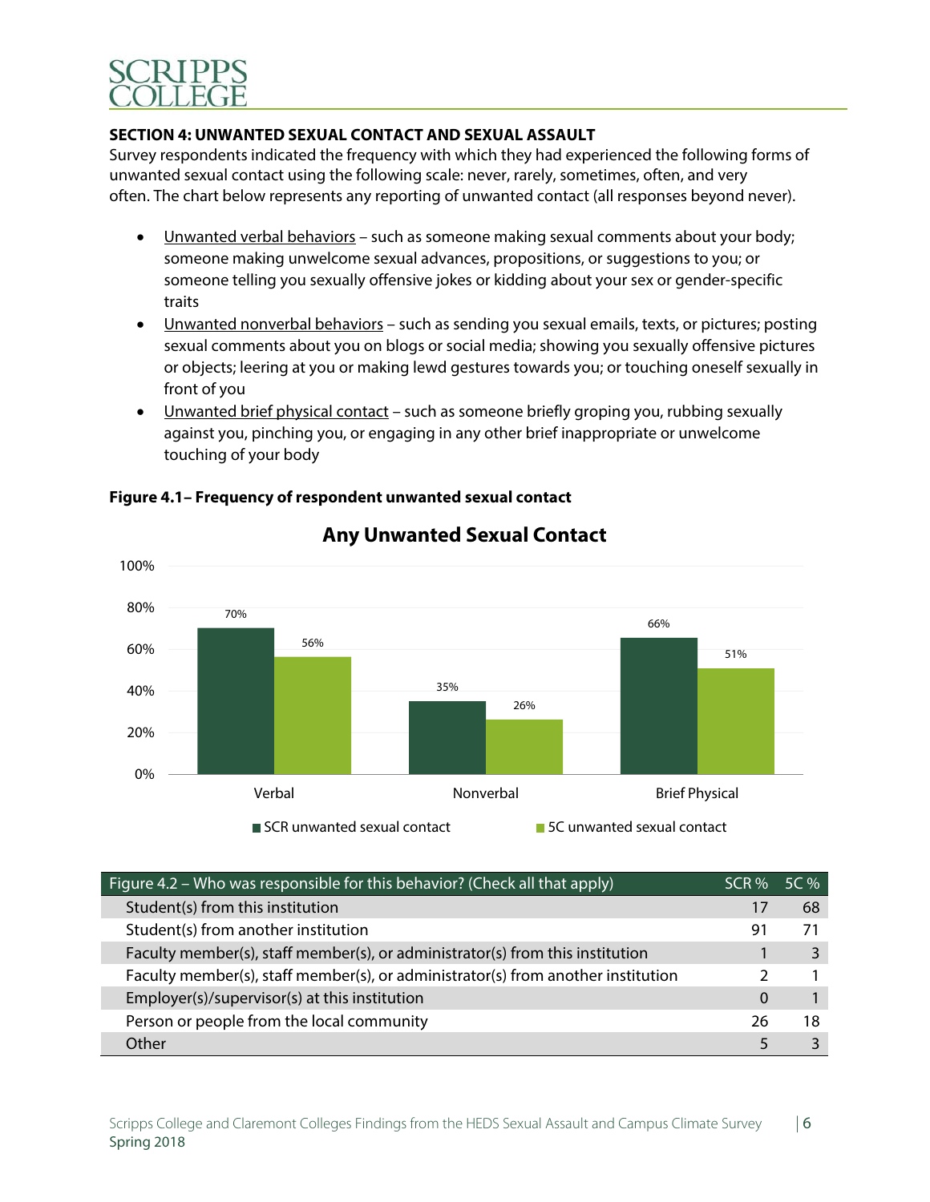**SECTION 4: UNWANTED SEXUAL CONTACT AND SEXUAL ASSAULT**

Survey respondents indicated the frequency with which they had experienced the following forms of unwanted sexual contact using the following scale: never, rarely, sometimes, often, and very often. The chart below represents any reporting of unwanted contact (all responses beyond never).

- Unwanted verbal behaviors – such as someone making sexual comments about your body; someone making unwelcome sexual advances, propositions, or suggestions to you; or someone telling you sexually offensive jokes or kidding about your sex or gender-specific traits
- Unwanted nonverbal behaviors – such as sending you sexual emails, texts, or pictures; posting sexual comments about you on blogs or social media; showing you sexually offensive pictures or objects; leering at you or making lewd gestures towards you; or touching oneself sexually in front of you
- Unwanted brief physical contact – such as someone briefly groping you, rubbing sexually against you, pinching you, or engaging in any other brief inappropriate or unwelcome touching of your body

**Figure 4.1– Frequency of respondent unwanted sexual contact**

**Any Unwanted Sexual Contact**

| | SCR unwanted sexual contact | 5C unwanted sexual contact |
|---|---|---|
| Verbal | 70% | 56% |
| Nonverbal | 35% | 26% |
| Brief Physical | 66% | 51% |

| Figure 4.2 – Who was responsible for this behavior? (Check all that apply) | SCR % | 5C % |
|---|---|---|
| Student(s) from this institution | 17 | 68 |
| Student(s) from another institution | 91 | 71 |
| Faculty member(s), staff member(s), or administrator(s) from this institution | 1 | 3 |
| Faculty member(s), staff member(s), or administrator(s) from another institution | 2 | 1 |
| Employer(s)/supervisor(s) at this institution | 0 | 1 |
| Person or people from the local community | 26 | 18 |
| Other | 5 | 3 |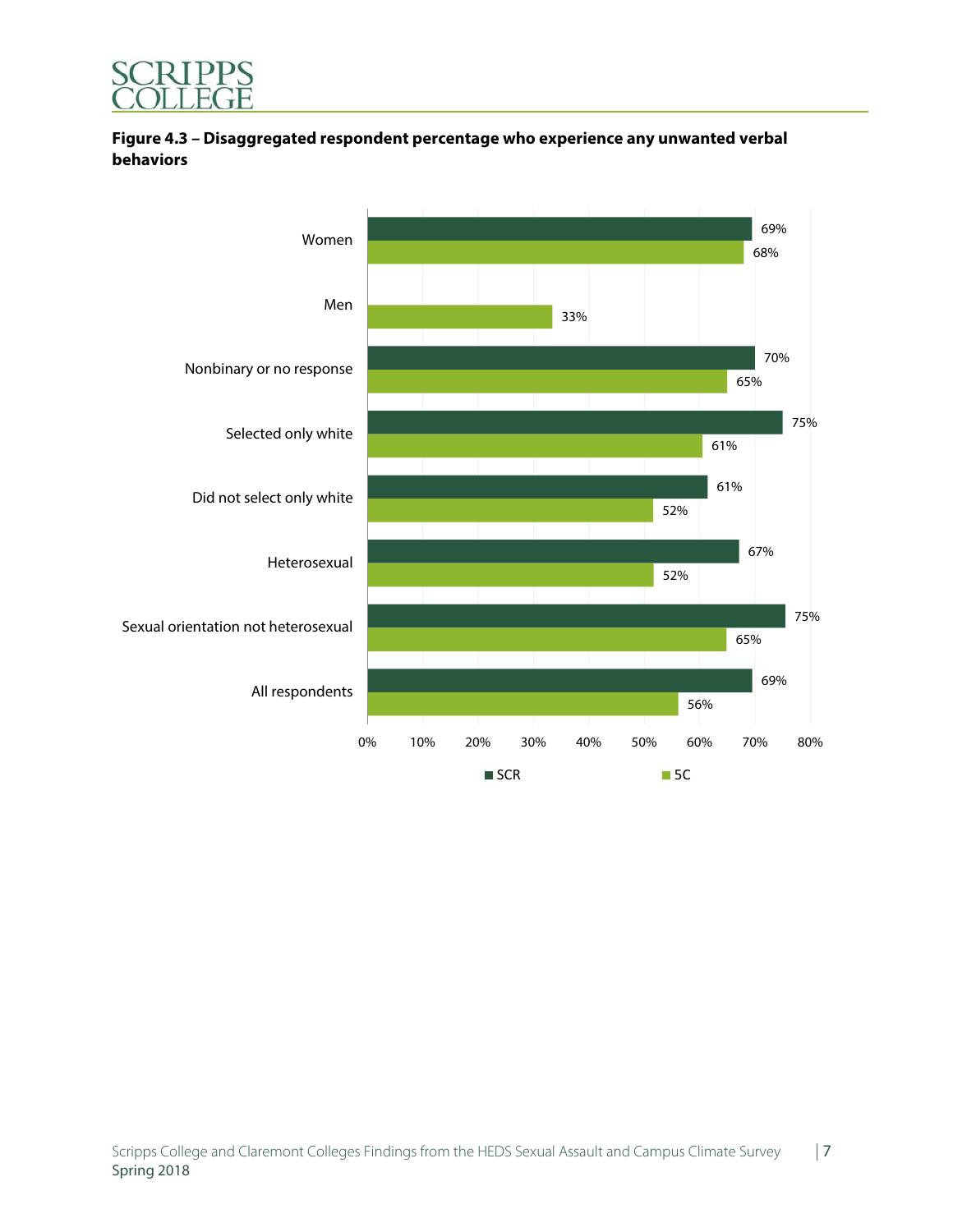**Figure 4.3 – Disaggregated respondent percentage who experience any unwanted verbal behaviors**

| | SCR | 5C |
|---|---|---|
| Women | 69% | 68% |
| Men | | 33% |
| Nonbinary or no response | 70% | 65% |
| Selected only white | 75% | 61% |
| Did not select only white | 61% | 52% |
| Heterosexual | 67% | 52% |
| Sexual orientation not heterosexual | 75% | 65% |
| All respondents | 69% | 56% |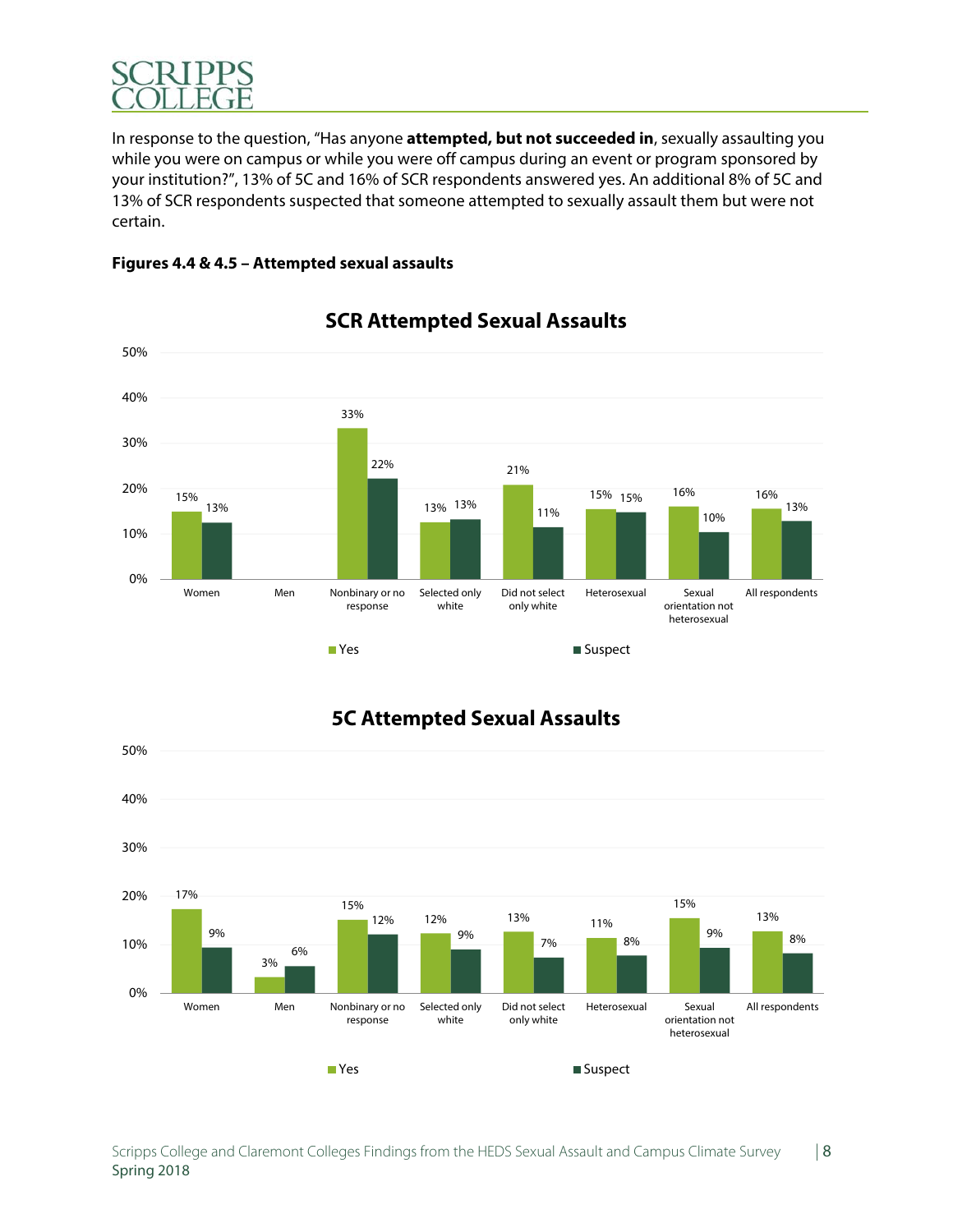In response to the question, "Has anyone **attempted, but not succeeded in**, sexually assaulting you while you were on campus or while you were off campus during an event or program sponsored by your institution?", 13% of 5C and 16% of SCR respondents answered yes. An additional 8% of 5C and 13% of SCR respondents suspected that someone attempted to sexually assault them but were not certain.

**Figures 4.4 & 4.5 – Attempted sexual assaults**

**SCR Attempted Sexual Assaults**

| | Yes | Suspect |
|---|---|---|
| Women | 15% | 13% |
| Men | | |
| Nonbinary or no response | 33% | 22% |
| Selected only white | 13% | 13% |
| Did not select only white | 21% | 11% |
| Heterosexual | 15% | 15% |
| Sexual orientation not heterosexual | 16% | 10% |
| All respondents | 16% | 13% |

**5C Attempted Sexual Assaults**

| | Yes | Suspect |
|---|---|---|
| Women | 17% | 9% |
| Men | 3% | 6% |
| Nonbinary or no response | 15% | 12% |
| Selected only white | 12% | 9% |
| Did not select only white | 13% | 7% |
| Heterosexual | 11% | 8% |
| Sexual orientation not heterosexual | 15% | 9% |
| All respondents | 13% | 8% |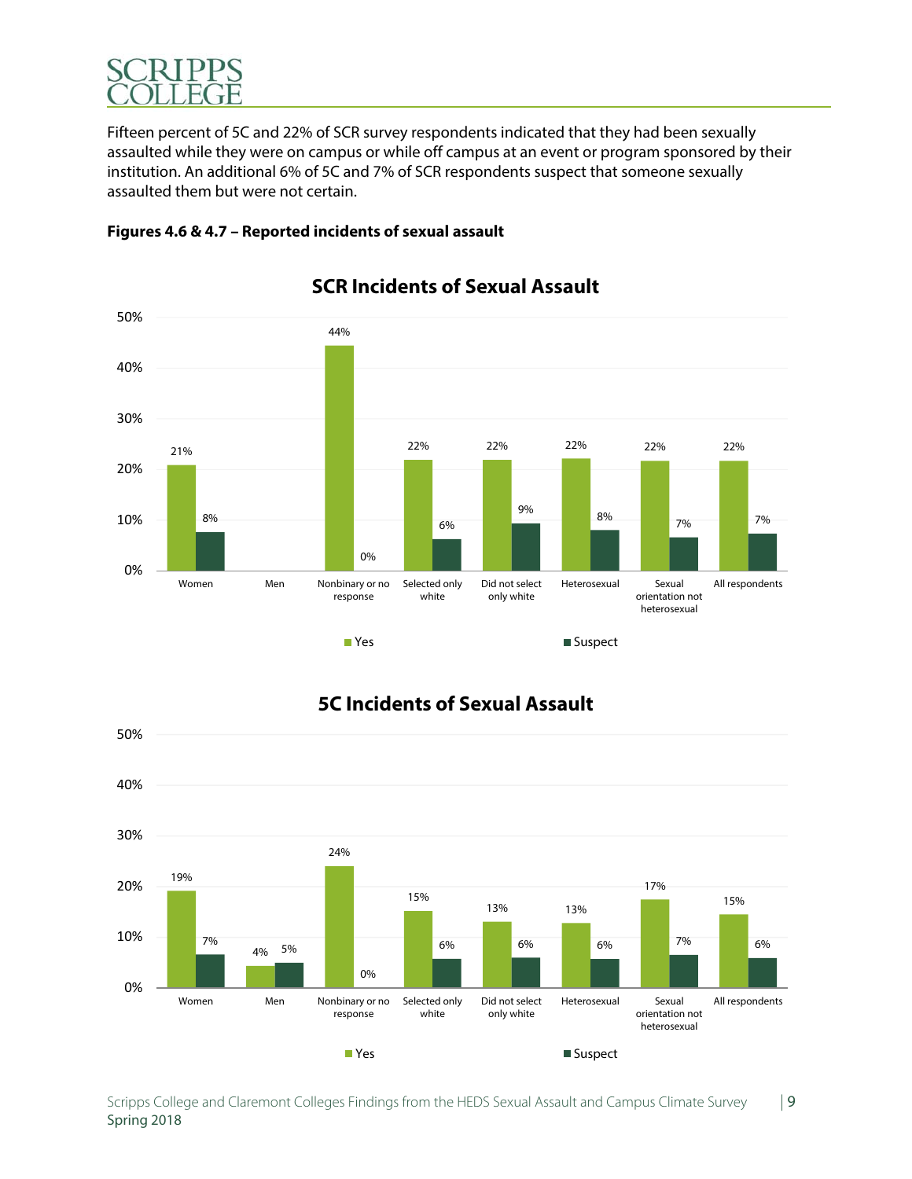Fifteen percent of 5C and 22% of SCR survey respondents indicated that they had been sexually assaulted while they were on campus or while off campus at an event or program sponsored by their institution. An additional 6% of 5C and 7% of SCR respondents suspect that someone sexually assaulted them but were not certain.

**Figures 4.6 & 4.7 – Reported incidents of sexual assault**

**SCR Incidents of Sexual Assault**

| | Women | Men | Nonbinary or no response | Selected only white | Did not select only white | Heterosexual | Sexual orientation not heterosexual | All respondents |
|---|---|---|---|---|---|---|---|---|
| Yes | 21% | | 44% | 22% | 22% | 22% | 22% | 22% |
| Suspect | 8% | | 0% | 6% | 9% | 8% | 7% | 7% |

**5C Incidents of Sexual Assault**

| | Women | Men | Nonbinary or no response | Selected only white | Did not select only white | Heterosexual | Sexual orientation not heterosexual | All respondents |
|---|---|---|---|---|---|---|---|---|
| Yes | 19% | 4% | 24% | 15% | 13% | 13% | 17% | 15% |
| Suspect | 7% | 5% | 0% | 6% | 6% | 6% | 7% | 6% |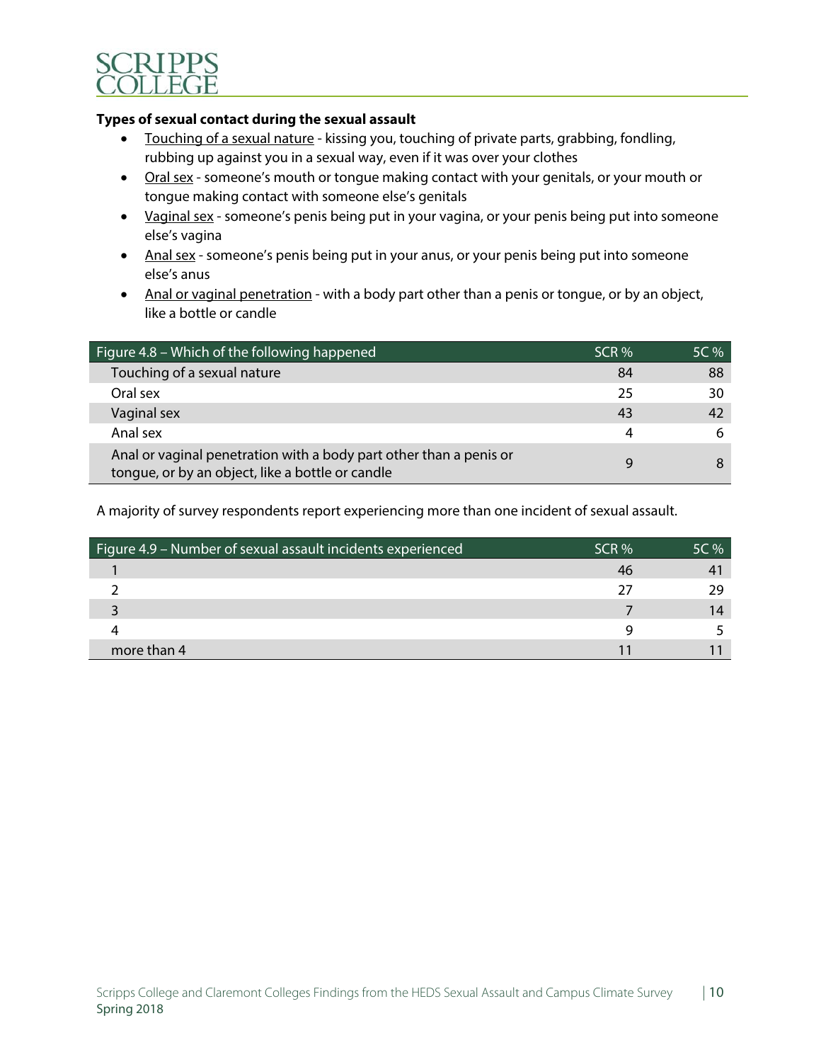**Types of sexual contact during the sexual assault**

- Touching of a sexual nature - kissing you, touching of private parts, grabbing, fondling, rubbing up against you in a sexual way, even if it was over your clothes
- Oral sex - someone's mouth or tongue making contact with your genitals, or your mouth or tongue making contact with someone else's genitals
- Vaginal sex - someone's penis being put in your vagina, or your penis being put into someone else's vagina
- Anal sex - someone's penis being put in your anus, or your penis being put into someone else's anus
- Anal or vaginal penetration - with a body part other than a penis or tongue, or by an object, like a bottle or candle

| Figure 4.8 – Which of the following happened | SCR % | 5C % |
|---|---|---|
| Touching of a sexual nature | 84 | 88 |
| Oral sex | 25 | 30 |
| Vaginal sex | 43 | 42 |
| Anal sex | 4 | 6 |
| Anal or vaginal penetration with a body part other than a penis or tongue, or by an object, like a bottle or candle | 9 | 8 |

A majority of survey respondents report experiencing more than one incident of sexual assault.

| Figure 4.9 – Number of sexual assault incidents experienced | SCR % | 5C % |
|---|---|---|
| 1 | 46 | 41 |
| 2 | 27 | 29 |
| 3 | 7 | 14 |
| 4 | 9 | 5 |
| more than 4 | 11 | 11 |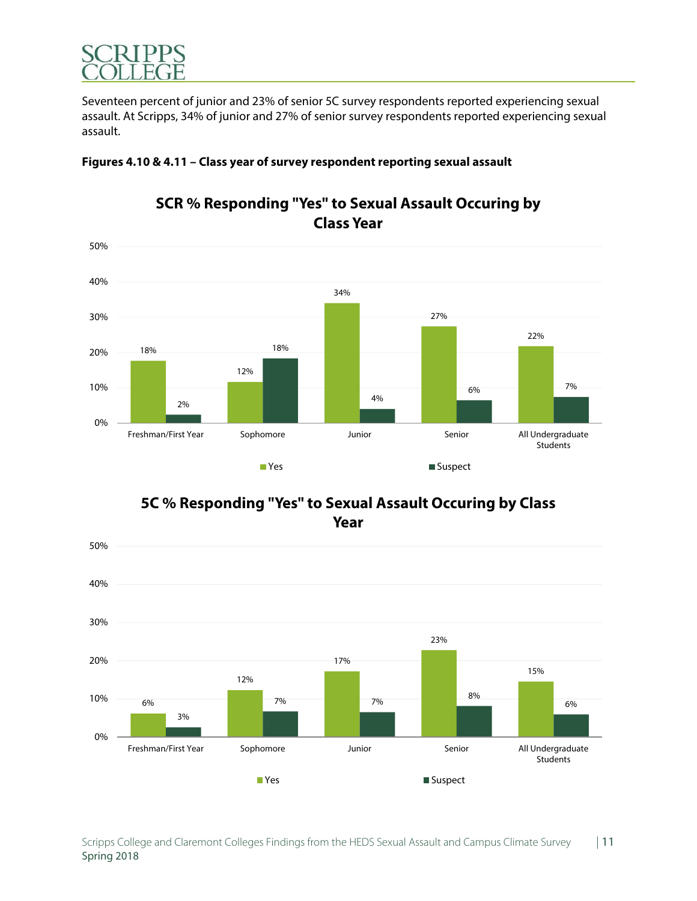Seventeen percent of junior and 23% of senior 5C survey respondents reported experiencing sexual assault. At Scripps, 34% of junior and 27% of senior survey respondents reported experiencing sexual assault.

**Figures 4.10 & 4.11 – Class year of survey respondent reporting sexual assault**

**SCR % Responding "Yes" to Sexual Assault Occuring by Class Year**

| | Yes | Suspect |
|---|---|---|
| Freshman/First Year | 18% | 2% |
| Sophomore | 12% | 18% |
| Junior | 34% | 4% |
| Senior | 27% | 6% |
| All Undergraduate Students | 22% | 7% |

**5C % Responding "Yes" to Sexual Assault Occuring by Class Year**

| | Yes | Suspect |
|---|---|---|
| Freshman/First Year | 6% | 3% |
| Sophomore | 12% | 7% |
| Junior | 17% | 7% |
| Senior | 23% | 8% |
| All Undergraduate Students | 15% | 6% |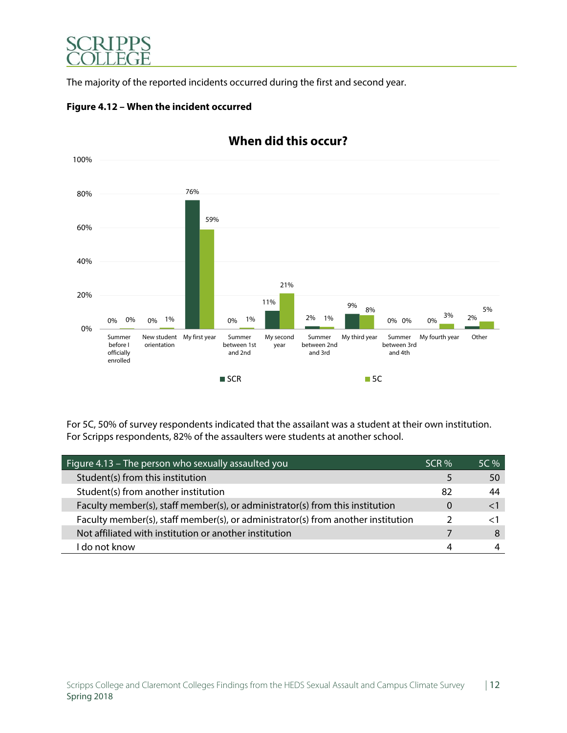The majority of the reported incidents occurred during the first and second year.

**Figure 4.12 – When the incident occurred**

**When did this occur?**

| | SCR | 5C |
|---|---|---|
| Summer before I officially enrolled | 0% | 0% |
| New student orientation | 0% | 1% |
| My first year | 76% | 59% |
| Summer between 1st and 2nd | 0% | 1% |
| My second year | 11% | 21% |
| Summer between 2nd and 3rd | 2% | 1% |
| My third year | 9% | 8% |
| Summer between 3rd and 4th | 0% | 0% |
| My fourth year | 0% | 3% |
| Other | 2% | 5% |

For 5C, 50% of survey respondents indicated that the assailant was a student at their own institution. For Scripps respondents, 82% of the assaulters were students at another school.

| Figure 4.13 – The person who sexually assaulted you | SCR % | 5C % |
|---|---|---|
| Student(s) from this institution | 5 | 50 |
| Student(s) from another institution | 82 | 44 |
| Faculty member(s), staff member(s), or administrator(s) from this institution | 0 | <1 |
| Faculty member(s), staff member(s), or administrator(s) from another institution | 2 | <1 |
| Not affiliated with institution or another institution | 7 | 8 |
| I do not know | 4 | 4 |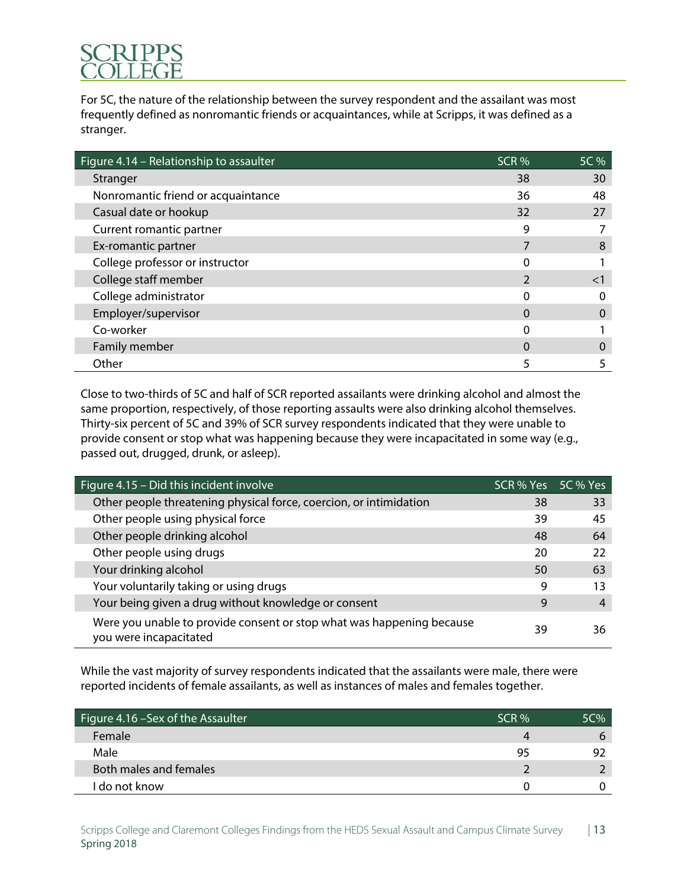For 5C, the nature of the relationship between the survey respondent and the assailant was most frequently defined as nonromantic friends or acquaintances, while at Scripps, it was defined as a stranger.

| Figure 4.14 – Relationship to assaulter | SCR % | 5C % |
|---|---|---|
| Stranger | 38 | 30 |
| Nonromantic friend or acquaintance | 36 | 48 |
| Casual date or hookup | 32 | 27 |
| Current romantic partner | 9 | 7 |
| Ex-romantic partner | 7 | 8 |
| College professor or instructor | 0 | 1 |
| College staff member | 2 | <1 |
| College administrator | 0 | 0 |
| Employer/supervisor | 0 | 0 |
| Co-worker | 0 | 1 |
| Family member | 0 | 0 |
| Other | 5 | 5 |

Close to two-thirds of 5C and half of SCR reported assailants were drinking alcohol and almost the same proportion, respectively, of those reporting assaults were also drinking alcohol themselves. Thirty-six percent of 5C and 39% of SCR survey respondents indicated that they were unable to provide consent or stop what was happening because they were incapacitated in some way (e.g., passed out, drugged, drunk, or asleep).

| Figure 4.15 – Did this incident involve | SCR % Yes | 5C % Yes |
|---|---|---|
| Other people threatening physical force, coercion, or intimidation | 38 | 33 |
| Other people using physical force | 39 | 45 |
| Other people drinking alcohol | 48 | 64 |
| Other people using drugs | 20 | 22 |
| Your drinking alcohol | 50 | 63 |
| Your voluntarily taking or using drugs | 9 | 13 |
| Your being given a drug without knowledge or consent | 9 | 4 |
| Were you unable to provide consent or stop what was happening because you were incapacitated | 39 | 36 |

While the vast majority of survey respondents indicated that the assailants were male, there were reported incidents of female assailants, as well as instances of males and females together.

| Figure 4.16 –Sex of the Assaulter | SCR % | 5C% |
|---|---|---|
| Female | 4 | 6 |
| Male | 95 | 92 |
| Both males and females | 2 | 2 |
| I do not know | 0 | 0 |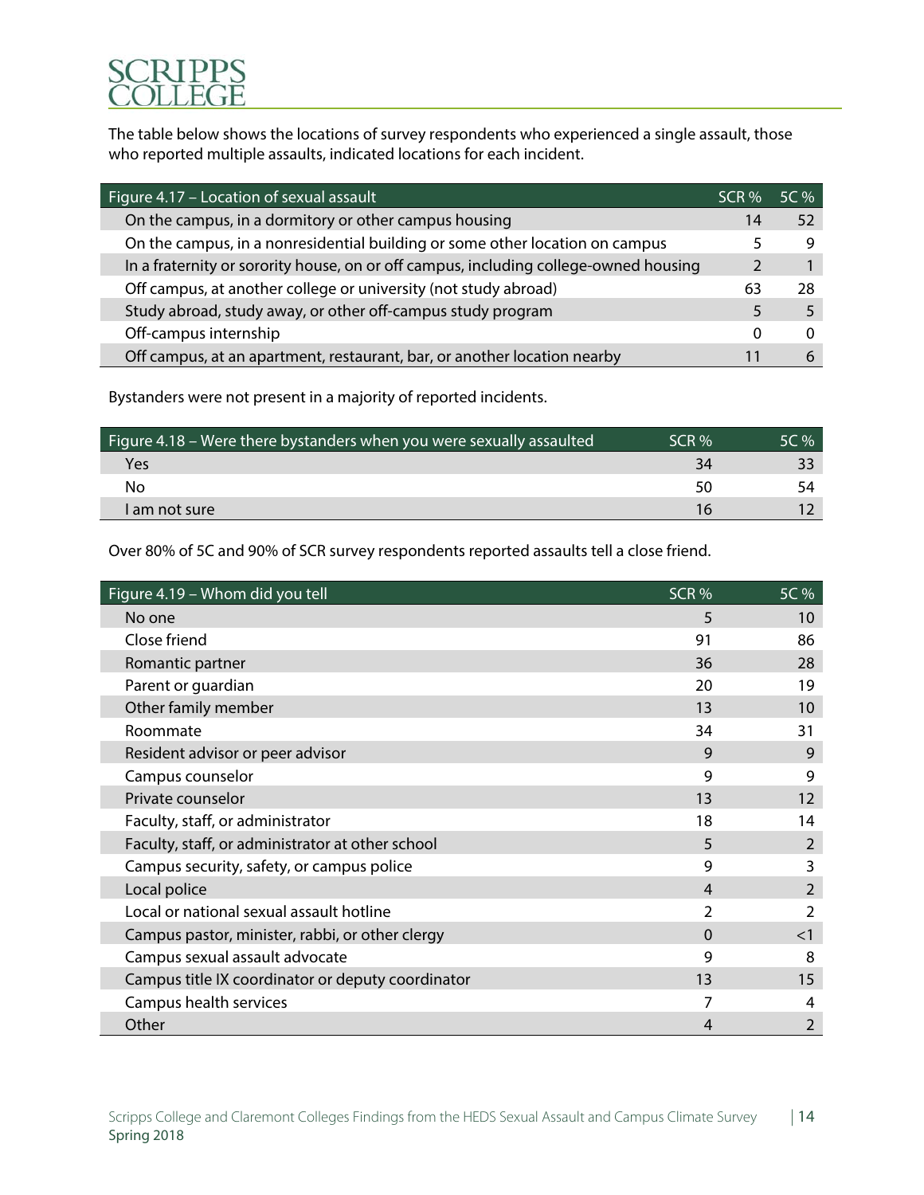The table below shows the locations of survey respondents who experienced a single assault, those who reported multiple assaults, indicated locations for each incident.

| Figure 4.17 – Location of sexual assault | SCR % | 5C % |
| --- | --- | --- |
| On the campus, in a dormitory or other campus housing | 14 | 52 |
| On the campus, in a nonresidential building or some other location on campus | 5 | 9 |
| In a fraternity or sorority house, on or off campus, including college-owned housing | 2 | 1 |
| Off campus, at another college or university (not study abroad) | 63 | 28 |
| Study abroad, study away, or other off-campus study program | 5 | 5 |
| Off-campus internship | 0 | 0 |
| Off campus, at an apartment, restaurant, bar, or another location nearby | 11 | 6 |

Bystanders were not present in a majority of reported incidents.

| Figure 4.18 – Were there bystanders when you were sexually assaulted | SCR % | 5C % |
| --- | --- | --- |
| Yes | 34 | 33 |
| No | 50 | 54 |
| I am not sure | 16 | 12 |

Over 80% of 5C and 90% of SCR survey respondents reported assaults tell a close friend.

| Figure 4.19 – Whom did you tell | SCR % | 5C % |
| --- | --- | --- |
| No one | 5 | 10 |
| Close friend | 91 | 86 |
| Romantic partner | 36 | 28 |
| Parent or guardian | 20 | 19 |
| Other family member | 13 | 10 |
| Roommate | 34 | 31 |
| Resident advisor or peer advisor | 9 | 9 |
| Campus counselor | 9 | 9 |
| Private counselor | 13 | 12 |
| Faculty, staff, or administrator | 18 | 14 |
| Faculty, staff, or administrator at other school | 5 | 2 |
| Campus security, safety, or campus police | 9 | 3 |
| Local police | 4 | 2 |
| Local or national sexual assault hotline | 2 | 2 |
| Campus pastor, minister, rabbi, or other clergy | 0 | <1 |
| Campus sexual assault advocate | 9 | 8 |
| Campus title IX coordinator or deputy coordinator | 13 | 15 |
| Campus health services | 7 | 4 |
| Other | 4 | 2 |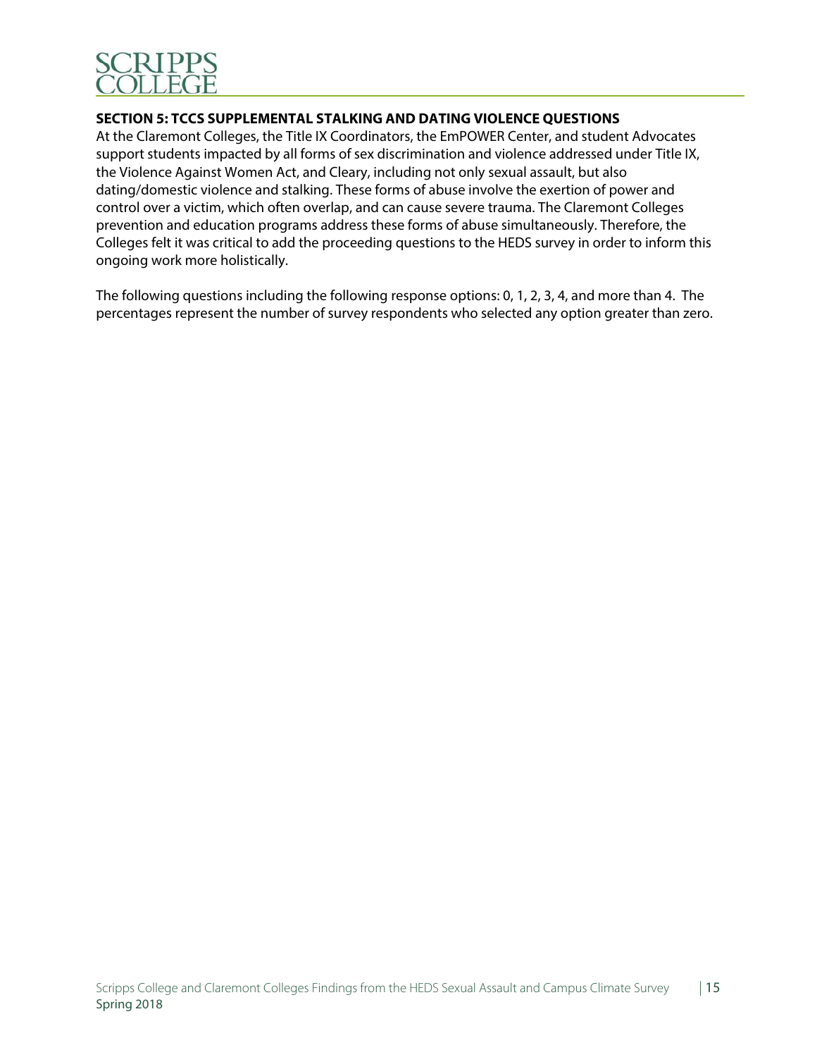## SECTION 5: TCCS SUPPLEMENTAL STALKING AND DATING VIOLENCE QUESTIONS

At the Claremont Colleges, the Title IX Coordinators, the EmPOWER Center, and student Advocates support students impacted by all forms of sex discrimination and violence addressed under Title IX, the Violence Against Women Act, and Cleary, including not only sexual assault, but also dating/domestic violence and stalking. These forms of abuse involve the exertion of power and control over a victim, which often overlap, and can cause severe trauma. The Claremont Colleges prevention and education programs address these forms of abuse simultaneously. Therefore, the Colleges felt it was critical to add the proceeding questions to the HEDS survey in order to inform this ongoing work more holistically.

The following questions including the following response options: 0, 1, 2, 3, 4, and more than 4. The percentages represent the number of survey respondents who selected any option greater than zero.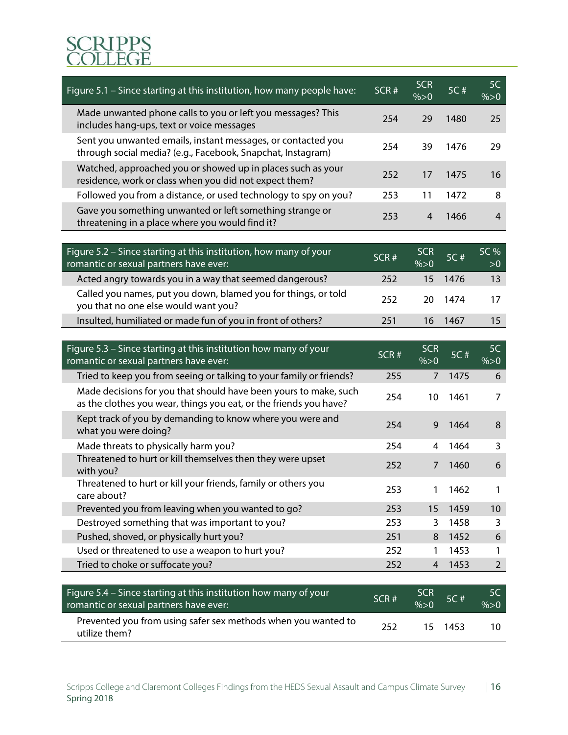| Figure 5.1 – Since starting at this institution, how many people have: | SCR # | SCR %>0 | 5C # | 5C %>0 |
|---|---|---|---|---|
| Made unwanted phone calls to you or left you messages? This includes hang-ups, text or voice messages | 254 | 29 | 1480 | 25 |
| Sent you unwanted emails, instant messages, or contacted you through social media? (e.g., Facebook, Snapchat, Instagram) | 254 | 39 | 1476 | 29 |
| Watched, approached you or showed up in places such as your residence, work or class when you did not expect them? | 252 | 17 | 1475 | 16 |
| Followed you from a distance, or used technology to spy on you? | 253 | 11 | 1472 | 8 |
| Gave you something unwanted or left something strange or threatening in a place where you would find it? | 253 | 4 | 1466 | 4 |

| Figure 5.2 – Since starting at this institution, how many of your romantic or sexual partners have ever: | SCR # | SCR %>0 | 5C # | 5C % >0 |
|---|---|---|---|---|
| Acted angry towards you in a way that seemed dangerous? | 252 | 15 | 1476 | 13 |
| Called you names, put you down, blamed you for things, or told you that no one else would want you? | 252 | 20 | 1474 | 17 |
| Insulted, humiliated or made fun of you in front of others? | 251 | 16 | 1467 | 15 |

| Figure 5.3 – Since starting at this institution how many of your romantic or sexual partners have ever: | SCR # | SCR %>0 | 5C # | 5C %>0 |
|---|---|---|---|---|
| Tried to keep you from seeing or talking to your family or friends? | 255 | 7 | 1475 | 6 |
| Made decisions for you that should have been yours to make, such as the clothes you wear, things you eat, or the friends you have? | 254 | 10 | 1461 | 7 |
| Kept track of you by demanding to know where you were and what you were doing? | 254 | 9 | 1464 | 8 |
| Made threats to physically harm you? | 254 | 4 | 1464 | 3 |
| Threatened to hurt or kill themselves then they were upset with you? | 252 | 7 | 1460 | 6 |
| Threatened to hurt or kill your friends, family or others you care about? | 253 | 1 | 1462 | 1 |
| Prevented you from leaving when you wanted to go? | 253 | 15 | 1459 | 10 |
| Destroyed something that was important to you? | 253 | 3 | 1458 | 3 |
| Pushed, shoved, or physically hurt you? | 251 | 8 | 1452 | 6 |
| Used or threatened to use a weapon to hurt you? | 252 | 1 | 1453 | 1 |
| Tried to choke or suffocate you? | 252 | 4 | 1453 | 2 |

| Figure 5.4 – Since starting at this institution how many of your romantic or sexual partners have ever: | SCR # | SCR %>0 | 5C # | 5C %>0 |
|---|---|---|---|---|
| Prevented you from using safer sex methods when you wanted to utilize them? | 252 | 15 | 1453 | 10 |